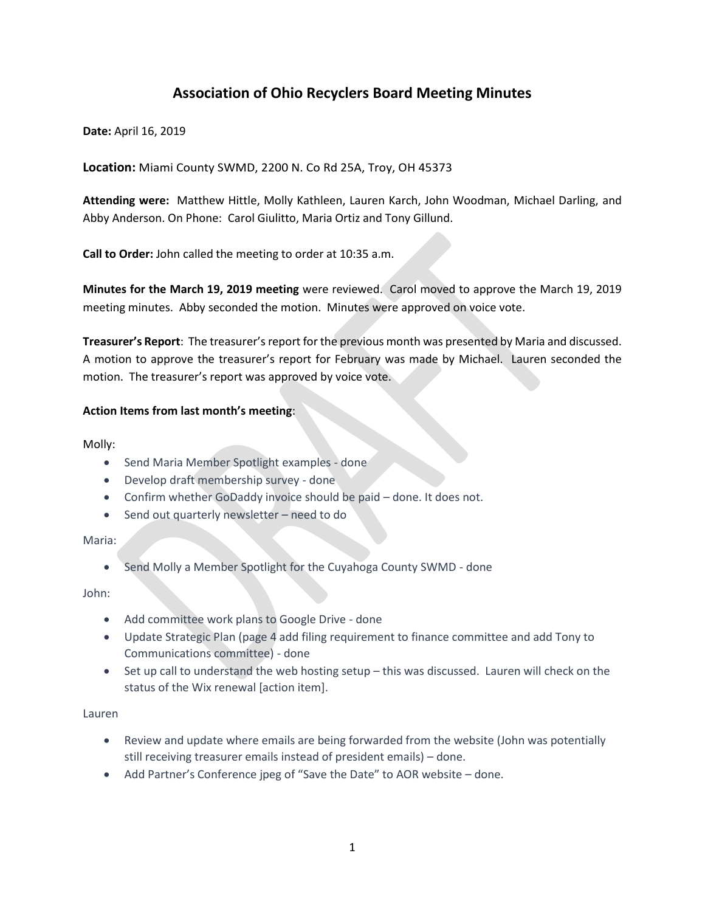# Association of Ohio Recyclers Board Meeting Minutes

**Date:** April 16, 2019

**Location:** Miami County SWMD, 2200 N. Co Rd 25A, Troy, OH 45373

**Attending were:** Matthew Hittle, Molly Kathleen, Lauren Karch, John Woodman, Michael Darling, and Abby Anderson. On Phone: Carol Giulitto, Maria Ortiz and Tony Gillund.

**Call to Order:** John called the meeting to order at 10:35 a.m.

**Minutes for the March 19, 2019 meeting** were reviewed. Carol moved to approve the March 19, 2019 meeting minutes. Abby seconded the motion. Minutes were approved on voice vote.

**Treasurer's Report**: The treasurer's report for the previous month was presented by Maria and discussed. A motion to approve the treasurer's report for February was made by Michael. Lauren seconded the motion. The treasurer's report was approved by voice vote.

**Action Items from last month's meeting**:

Molly:

- Send Maria Member Spotlight examples - done
- Develop draft membership survey - done
- Confirm whether GoDaddy invoice should be paid – done. It does not.
- Send out quarterly newsletter – need to do

Maria:

- Send Molly a Member Spotlight for the Cuyahoga County SWMD - done

John:

- Add committee work plans to Google Drive - done
- Update Strategic Plan (page 4 add filing requirement to finance committee and add Tony to Communications committee) - done
- Set up call to understand the web hosting setup – this was discussed. Lauren will check on the status of the Wix renewal [action item].

Lauren

- Review and update where emails are being forwarded from the website (John was potentially still receiving treasurer emails instead of president emails) – done.
- Add Partner's Conference jpeg of "Save the Date" to AOR website – done.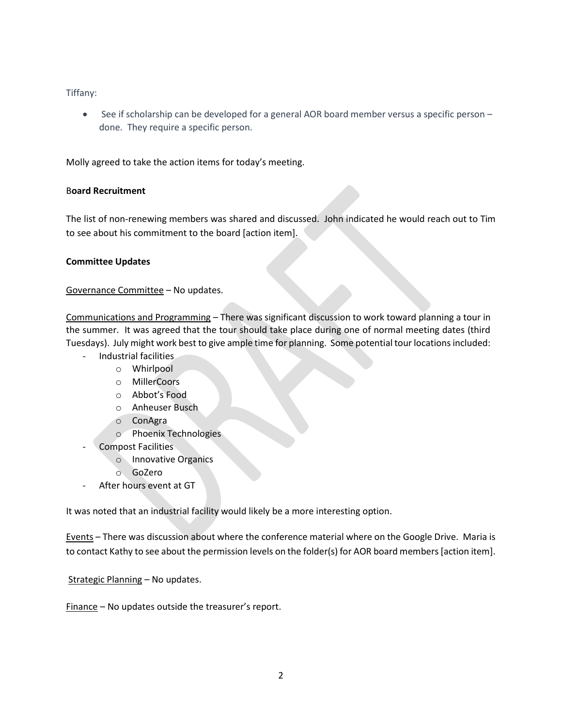Tiffany:

- See if scholarship can be developed for a general AOR board member versus a specific person – done. They require a specific person.

Molly agreed to take the action items for today's meeting.

**Board Recruitment**

The list of non-renewing members was shared and discussed. John indicated he would reach out to Tim to see about his commitment to the board [action item].

**Committee Updates**

Governance Committee – No updates.

Communications and Programming – There was significant discussion to work toward planning a tour in the summer. It was agreed that the tour should take place during one of normal meeting dates (third Tuesdays). July might work best to give ample time for planning. Some potential tour locations included:

- Industrial facilities
  - Whirlpool
  - MillerCoors
  - Abbot's Food
  - Anheuser Busch
  - ConAgra
  - Phoenix Technologies
- Compost Facilities
  - Innovative Organics
  - GoZero
- After hours event at GT

It was noted that an industrial facility would likely be a more interesting option.

Events – There was discussion about where the conference material where on the Google Drive. Maria is to contact Kathy to see about the permission levels on the folder(s) for AOR board members [action item].

Strategic Planning – No updates.

Finance – No updates outside the treasurer's report.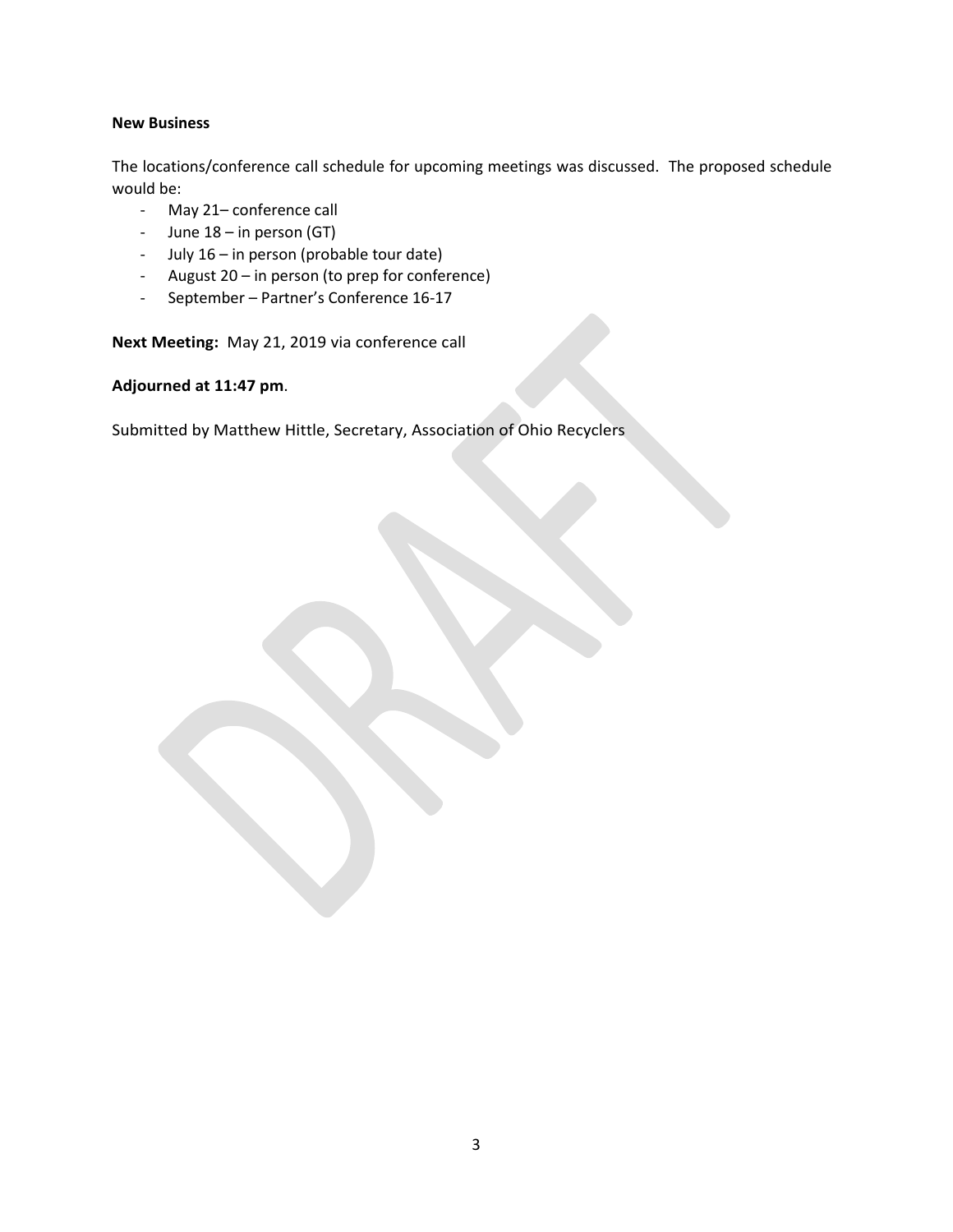**New Business**

The locations/conference call schedule for upcoming meetings was discussed. The proposed schedule would be:

- May 21– conference call
- June 18 – in person (GT)
- July 16 – in person (probable tour date)
- August 20 – in person (to prep for conference)
- September – Partner's Conference 16-17

**Next Meeting:** May 21, 2019 via conference call

**Adjourned at 11:47 pm**.

Submitted by Matthew Hittle, Secretary, Association of Ohio Recyclers